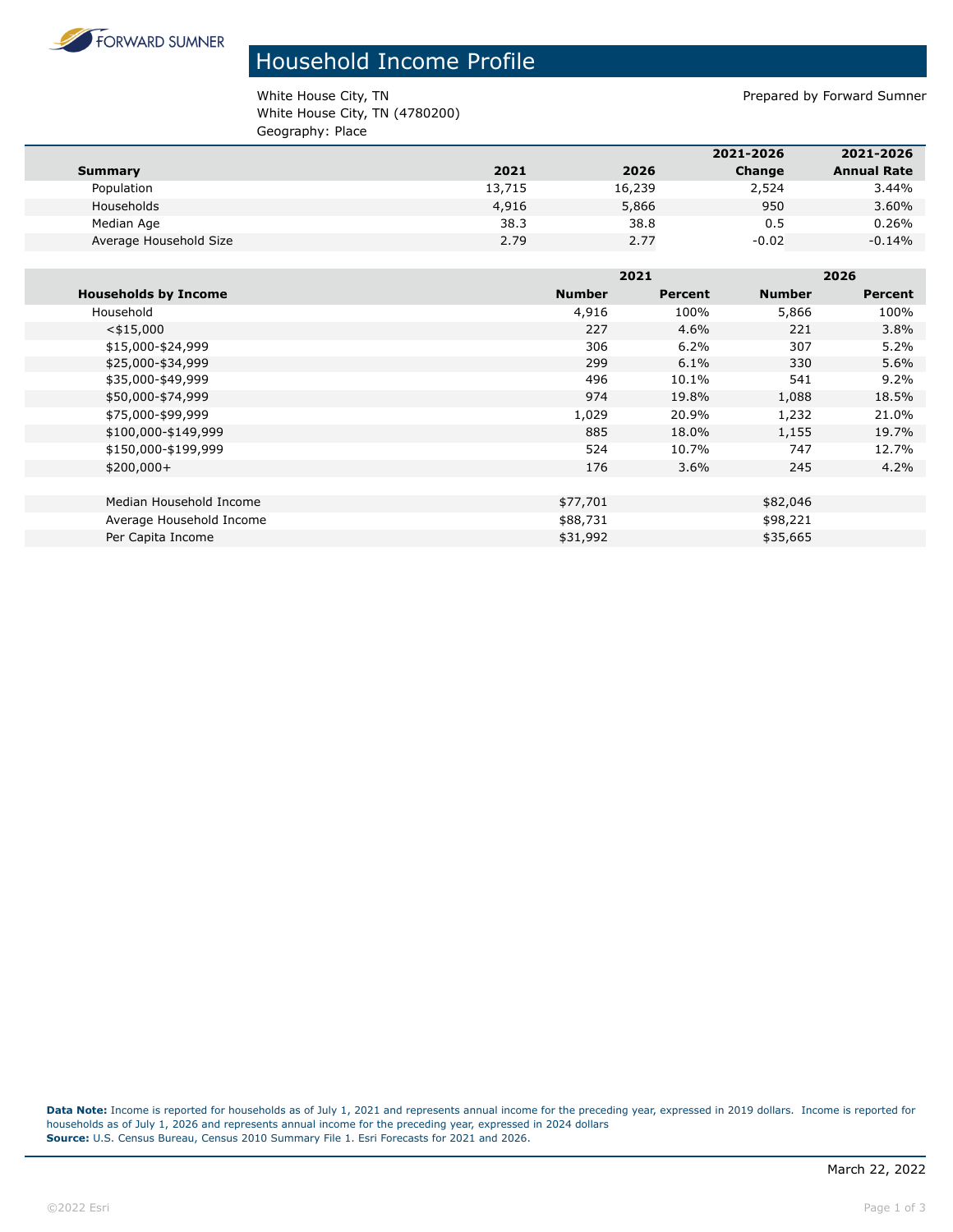FORWARD SUMNER

# Household Income Profile

White House City, TN
White House City, TN (4780200)
Geography: Place

Prepared by Forward Sumner

| Summary | 2021 | 2026 | 2021-2026 Change | 2021-2026 Annual Rate |
|---|---|---|---|---|
| Population | 13,715 | 16,239 | 2,524 | 3.44% |
| Households | 4,916 | 5,866 | 950 | 3.60% |
| Median Age | 38.3 | 38.8 | 0.5 | 0.26% |
| Average Household Size | 2.79 | 2.77 | -0.02 | -0.14% |

| Households by Income | 2021 | | 2026 | |
|---|---|---|---|---|
| | Number | Percent | Number | Percent |
| Household | 4,916 | 100% | 5,866 | 100% |
| <$15,000 | 227 | 4.6% | 221 | 3.8% |
| $15,000-$24,999 | 306 | 6.2% | 307 | 5.2% |
| $25,000-$34,999 | 299 | 6.1% | 330 | 5.6% |
| $35,000-$49,999 | 496 | 10.1% | 541 | 9.2% |
| $50,000-$74,999 | 974 | 19.8% | 1,088 | 18.5% |
| $75,000-$99,999 | 1,029 | 20.9% | 1,232 | 21.0% |
| $100,000-$149,999 | 885 | 18.0% | 1,155 | 19.7% |
| $150,000-$199,999 | 524 | 10.7% | 747 | 12.7% |
| $200,000+ | 176 | 3.6% | 245 | 4.2% |
| | | | | |
| Median Household Income | $77,701 | | $82,046 | |
| Average Household Income | $88,731 | | $98,221 | |
| Per Capita Income | $31,992 | | $35,665 | |

**Data Note:** Income is reported for households as of July 1, 2021 and represents annual income for the preceding year, expressed in 2019 dollars. Income is reported for households as of July 1, 2026 and represents annual income for the preceding year, expressed in 2024 dollars
**Source:** U.S. Census Bureau, Census 2010 Summary File 1. Esri Forecasts for 2021 and 2026.

March 22, 2022

©2022 Esri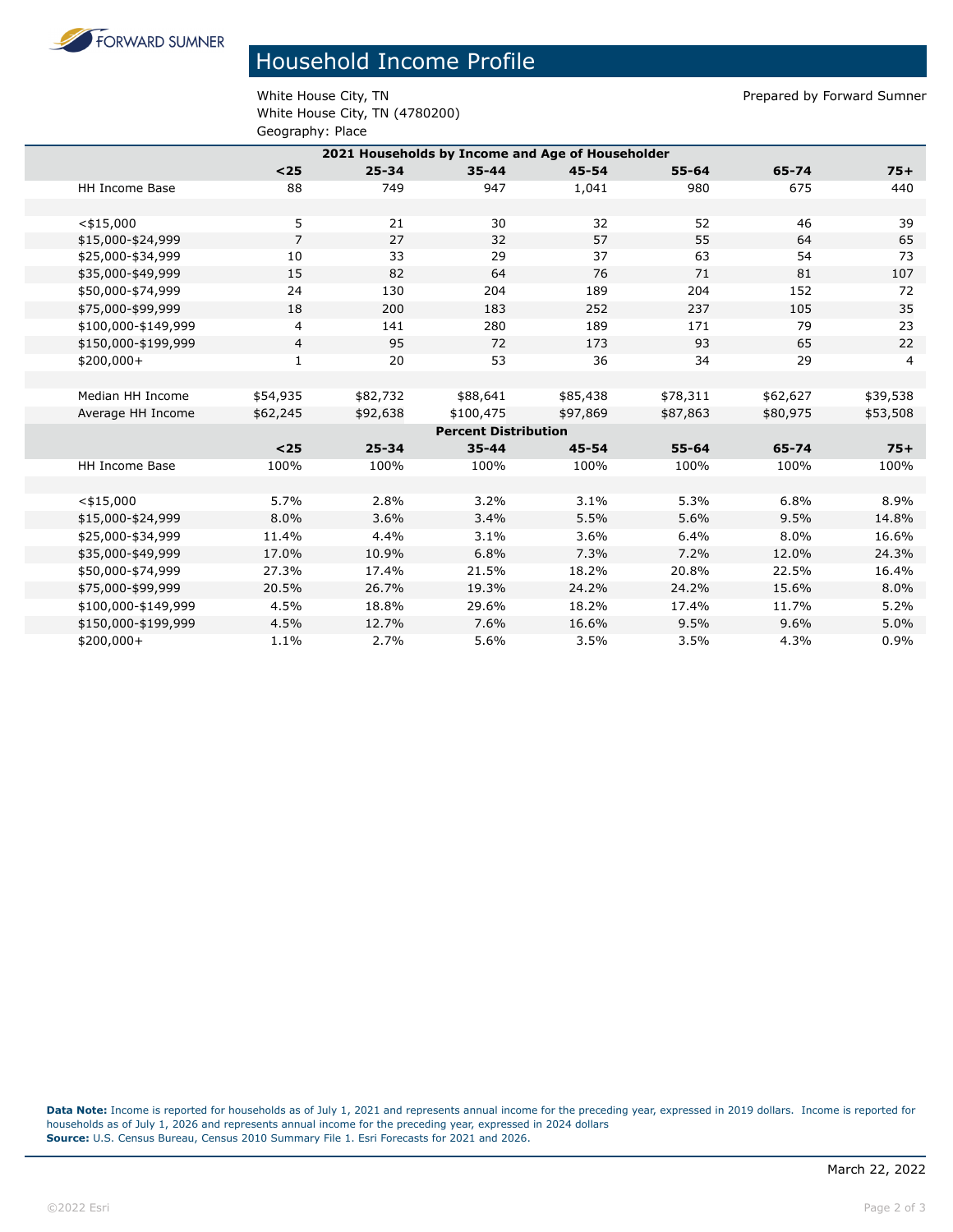# Household Income Profile

White House City, TN
White House City, TN (4780200)
Geography: Place

Prepared by Forward Sumner

| 2021 Households by Income and Age of Householder | | | | | | | |
|---|---|---|---|---|---|---|---|
| | **<25** | **25-34** | **35-44** | **45-54** | **55-64** | **65-74** | **75+** |
| HH Income Base | 88 | 749 | 947 | 1,041 | 980 | 675 | 440 |
| | | | | | | | |
| <$15,000 | 5 | 21 | 30 | 32 | 52 | 46 | 39 |
| $15,000-$24,999 | 7 | 27 | 32 | 57 | 55 | 64 | 65 |
| $25,000-$34,999 | 10 | 33 | 29 | 37 | 63 | 54 | 73 |
| $35,000-$49,999 | 15 | 82 | 64 | 76 | 71 | 81 | 107 |
| $50,000-$74,999 | 24 | 130 | 204 | 189 | 204 | 152 | 72 |
| $75,000-$99,999 | 18 | 200 | 183 | 252 | 237 | 105 | 35 |
| $100,000-$149,999 | 4 | 141 | 280 | 189 | 171 | 79 | 23 |
| $150,000-$199,999 | 4 | 95 | 72 | 173 | 93 | 65 | 22 |
| $200,000+ | 1 | 20 | 53 | 36 | 34 | 29 | 4 |
| | | | | | | | |
| Median HH Income | $54,935 | $82,732 | $88,641 | $85,438 | $78,311 | $62,627 | $39,538 |
| Average HH Income | $62,245 | $92,638 | $100,475 | $97,869 | $87,863 | $80,975 | $53,508 |
| **Percent Distribution** | | | | | | | |
| | **<25** | **25-34** | **35-44** | **45-54** | **55-64** | **65-74** | **75+** |
| HH Income Base | 100% | 100% | 100% | 100% | 100% | 100% | 100% |
| | | | | | | | |
| <$15,000 | 5.7% | 2.8% | 3.2% | 3.1% | 5.3% | 6.8% | 8.9% |
| $15,000-$24,999 | 8.0% | 3.6% | 3.4% | 5.5% | 5.6% | 9.5% | 14.8% |
| $25,000-$34,999 | 11.4% | 4.4% | 3.1% | 3.6% | 6.4% | 8.0% | 16.6% |
| $35,000-$49,999 | 17.0% | 10.9% | 6.8% | 7.3% | 7.2% | 12.0% | 24.3% |
| $50,000-$74,999 | 27.3% | 17.4% | 21.5% | 18.2% | 20.8% | 22.5% | 16.4% |
| $75,000-$99,999 | 20.5% | 26.7% | 19.3% | 24.2% | 24.2% | 15.6% | 8.0% |
| $100,000-$149,999 | 4.5% | 18.8% | 29.6% | 18.2% | 17.4% | 11.7% | 5.2% |
| $150,000-$199,999 | 4.5% | 12.7% | 7.6% | 16.6% | 9.5% | 9.6% | 5.0% |
| $200,000+ | 1.1% | 2.7% | 5.6% | 3.5% | 3.5% | 4.3% | 0.9% |

**Data Note:** Income is reported for households as of July 1, 2021 and represents annual income for the preceding year, expressed in 2019 dollars. Income is reported for households as of July 1, 2026 and represents annual income for the preceding year, expressed in 2024 dollars
**Source:** U.S. Census Bureau, Census 2010 Summary File 1. Esri Forecasts for 2021 and 2026.

March 22, 2022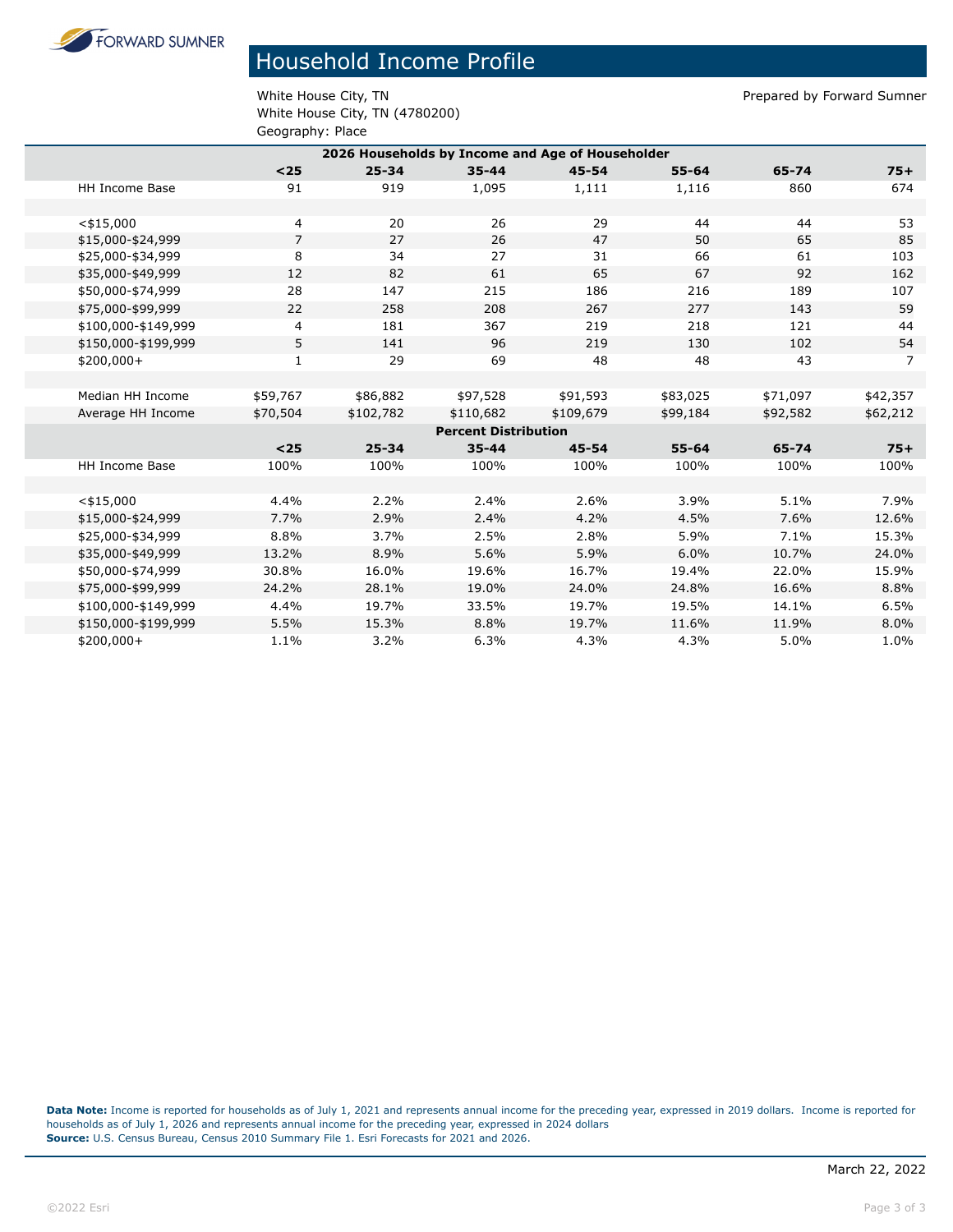# Household Income Profile

White House City, TN
White House City, TN (4780200)
Geography: Place

Prepared by Forward Sumner

| 2026 Households by Income and Age of Householder | <25 | 25-34 | 35-44 | 45-54 | 55-64 | 65-74 | 75+ |
|---|---|---|---|---|---|---|---|
| HH Income Base | 91 | 919 | 1,095 | 1,111 | 1,116 | 860 | 674 |
| | | | | | | | |
| <$15,000 | 4 | 20 | 26 | 29 | 44 | 44 | 53 |
| $15,000-$24,999 | 7 | 27 | 26 | 47 | 50 | 65 | 85 |
| $25,000-$34,999 | 8 | 34 | 27 | 31 | 66 | 61 | 103 |
| $35,000-$49,999 | 12 | 82 | 61 | 65 | 67 | 92 | 162 |
| $50,000-$74,999 | 28 | 147 | 215 | 186 | 216 | 189 | 107 |
| $75,000-$99,999 | 22 | 258 | 208 | 267 | 277 | 143 | 59 |
| $100,000-$149,999 | 4 | 181 | 367 | 219 | 218 | 121 | 44 |
| $150,000-$199,999 | 5 | 141 | 96 | 219 | 130 | 102 | 54 |
| $200,000+ | 1 | 29 | 69 | 48 | 48 | 43 | 7 |
| | | | | | | | |
| Median HH Income | $59,767 | $86,882 | $97,528 | $91,593 | $83,025 | $71,097 | $42,357 |
| Average HH Income | $70,504 | $102,782 | $110,682 | $109,679 | $99,184 | $92,582 | $62,212 |

| Percent Distribution | <25 | 25-34 | 35-44 | 45-54 | 55-64 | 65-74 | 75+ |
|---|---|---|---|---|---|---|---|
| HH Income Base | 100% | 100% | 100% | 100% | 100% | 100% | 100% |
| | | | | | | | |
| <$15,000 | 4.4% | 2.2% | 2.4% | 2.6% | 3.9% | 5.1% | 7.9% |
| $15,000-$24,999 | 7.7% | 2.9% | 2.4% | 4.2% | 4.5% | 7.6% | 12.6% |
| $25,000-$34,999 | 8.8% | 3.7% | 2.5% | 2.8% | 5.9% | 7.1% | 15.3% |
| $35,000-$49,999 | 13.2% | 8.9% | 5.6% | 5.9% | 6.0% | 10.7% | 24.0% |
| $50,000-$74,999 | 30.8% | 16.0% | 19.6% | 16.7% | 19.4% | 22.0% | 15.9% |
| $75,000-$99,999 | 24.2% | 28.1% | 19.0% | 24.0% | 24.8% | 16.6% | 8.8% |
| $100,000-$149,999 | 4.4% | 19.7% | 33.5% | 19.7% | 19.5% | 14.1% | 6.5% |
| $150,000-$199,999 | 5.5% | 15.3% | 8.8% | 19.7% | 11.6% | 11.9% | 8.0% |
| $200,000+ | 1.1% | 3.2% | 6.3% | 4.3% | 4.3% | 5.0% | 1.0% |

**Data Note:** Income is reported for households as of July 1, 2021 and represents annual income for the preceding year, expressed in 2019 dollars. Income is reported for households as of July 1, 2026 and represents annual income for the preceding year, expressed in 2024 dollars
**Source:** U.S. Census Bureau, Census 2010 Summary File 1. Esri Forecasts for 2021 and 2026.

March 22, 2022

©2022 Esri